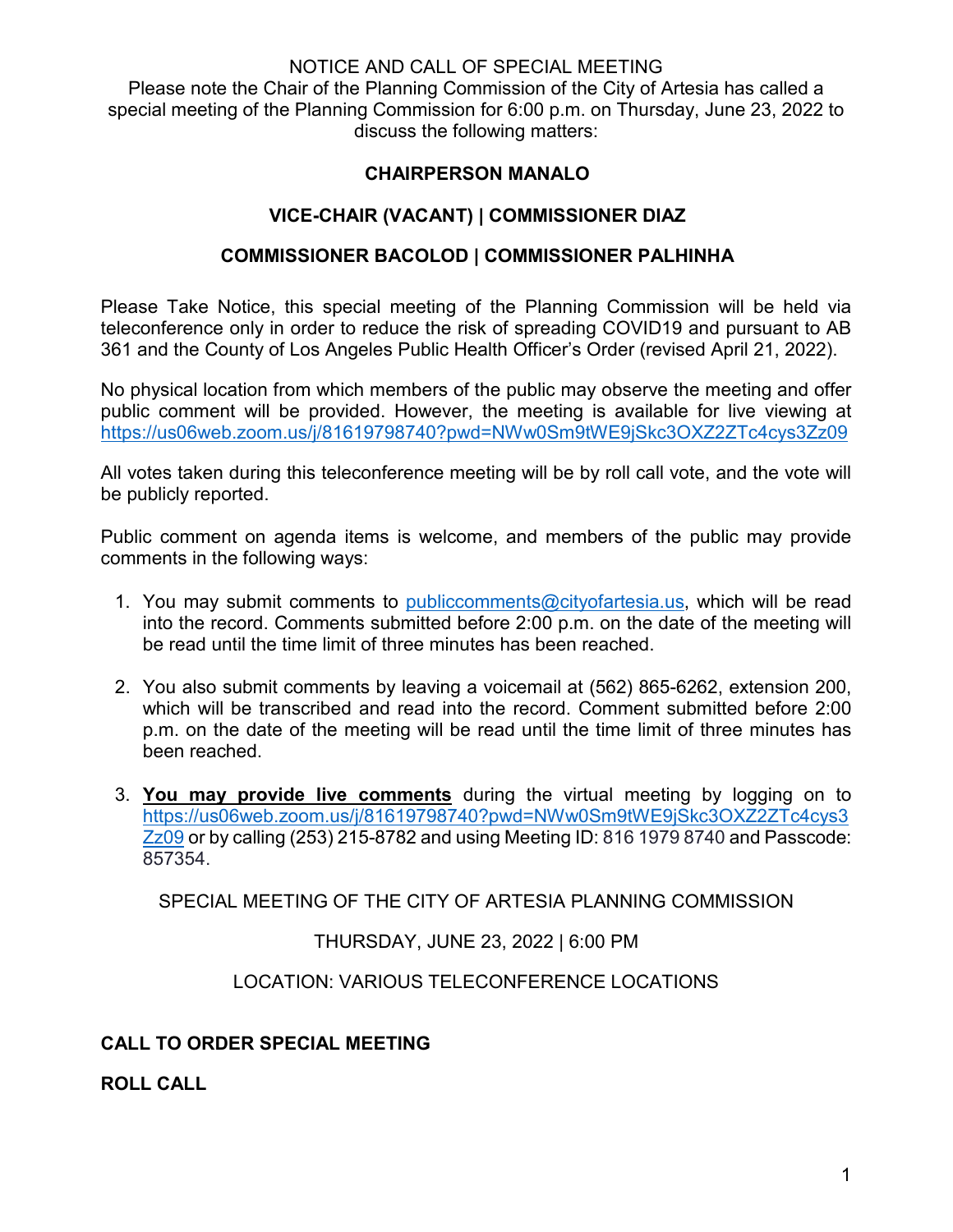NOTICE AND CALL OF SPECIAL MEETING

Please note the Chair of the Planning Commission of the City of Artesia has called a special meeting of the Planning Commission for 6:00 p.m. on Thursday, June 23, 2022 to discuss the following matters:

**CHAIRPERSON MANALO**

**VICE-CHAIR (VACANT) | COMMISSIONER DIAZ**

**COMMISSIONER BACOLOD | COMMISSIONER PALHINHA**

Please Take Notice, this special meeting of the Planning Commission will be held via teleconference only in order to reduce the risk of spreading COVID19 and pursuant to AB 361 and the County of Los Angeles Public Health Officer's Order (revised April 21, 2022).

No physical location from which members of the public may observe the meeting and offer public comment will be provided. However, the meeting is available for live viewing at https://us06web.zoom.us/j/81619798740?pwd=NWw0Sm9tWE9jSkc3OXZ2ZTc4cys3Zz09

All votes taken during this teleconference meeting will be by roll call vote, and the vote will be publicly reported.

Public comment on agenda items is welcome, and members of the public may provide comments in the following ways:

1. You may submit comments to publiccomments@cityofartesia.us, which will be read into the record. Comments submitted before 2:00 p.m. on the date of the meeting will be read until the time limit of three minutes has been reached.

2. You also submit comments by leaving a voicemail at (562) 865-6262, extension 200, which will be transcribed and read into the record. Comment submitted before 2:00 p.m. on the date of the meeting will be read until the time limit of three minutes has been reached.

3. **You may provide live comments** during the virtual meeting by logging on to https://us06web.zoom.us/j/81619798740?pwd=NWw0Sm9tWE9jSkc3OXZ2ZTc4cys3Zz09 or by calling (253) 215-8782 and using Meeting ID: 816 1979 8740 and Passcode: 857354.

SPECIAL MEETING OF THE CITY OF ARTESIA PLANNING COMMISSION

THURSDAY, JUNE 23, 2022 | 6:00 PM

LOCATION: VARIOUS TELECONFERENCE LOCATIONS

**CALL TO ORDER SPECIAL MEETING**

**ROLL CALL**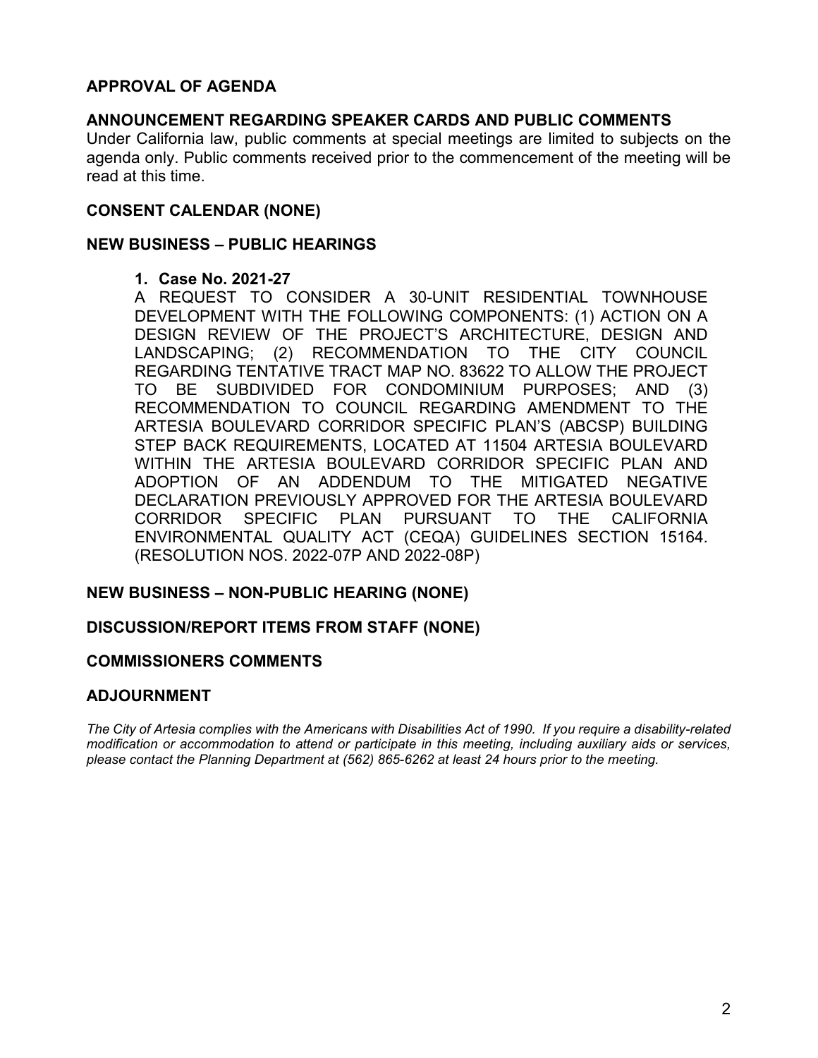## APPROVAL OF AGENDA

## ANNOUNCEMENT REGARDING SPEAKER CARDS AND PUBLIC COMMENTS

Under California law, public comments at special meetings are limited to subjects on the agenda only. Public comments received prior to the commencement of the meeting will be read at this time.

## CONSENT CALENDAR (NONE)

## NEW BUSINESS – PUBLIC HEARINGS

1. **Case No. 2021-27**

   A REQUEST TO CONSIDER A 30-UNIT RESIDENTIAL TOWNHOUSE DEVELOPMENT WITH THE FOLLOWING COMPONENTS: (1) ACTION ON A DESIGN REVIEW OF THE PROJECT'S ARCHITECTURE, DESIGN AND LANDSCAPING; (2) RECOMMENDATION TO THE CITY COUNCIL REGARDING TENTATIVE TRACT MAP NO. 83622 TO ALLOW THE PROJECT TO BE SUBDIVIDED FOR CONDOMINIUM PURPOSES; AND (3) RECOMMENDATION TO COUNCIL REGARDING AMENDMENT TO THE ARTESIA BOULEVARD CORRIDOR SPECIFIC PLAN'S (ABCSP) BUILDING STEP BACK REQUIREMENTS, LOCATED AT 11504 ARTESIA BOULEVARD WITHIN THE ARTESIA BOULEVARD CORRIDOR SPECIFIC PLAN AND ADOPTION OF AN ADDENDUM TO THE MITIGATED NEGATIVE DECLARATION PREVIOUSLY APPROVED FOR THE ARTESIA BOULEVARD CORRIDOR SPECIFIC PLAN PURSUANT TO THE CALIFORNIA ENVIRONMENTAL QUALITY ACT (CEQA) GUIDELINES SECTION 15164. (RESOLUTION NOS. 2022-07P AND 2022-08P)

## NEW BUSINESS – NON-PUBLIC HEARING (NONE)

## DISCUSSION/REPORT ITEMS FROM STAFF (NONE)

## COMMISSIONERS COMMENTS

## ADJOURNMENT

*The City of Artesia complies with the Americans with Disabilities Act of 1990. If you require a disability-related modification or accommodation to attend or participate in this meeting, including auxiliary aids or services, please contact the Planning Department at (562) 865-6262 at least 24 hours prior to the meeting.*